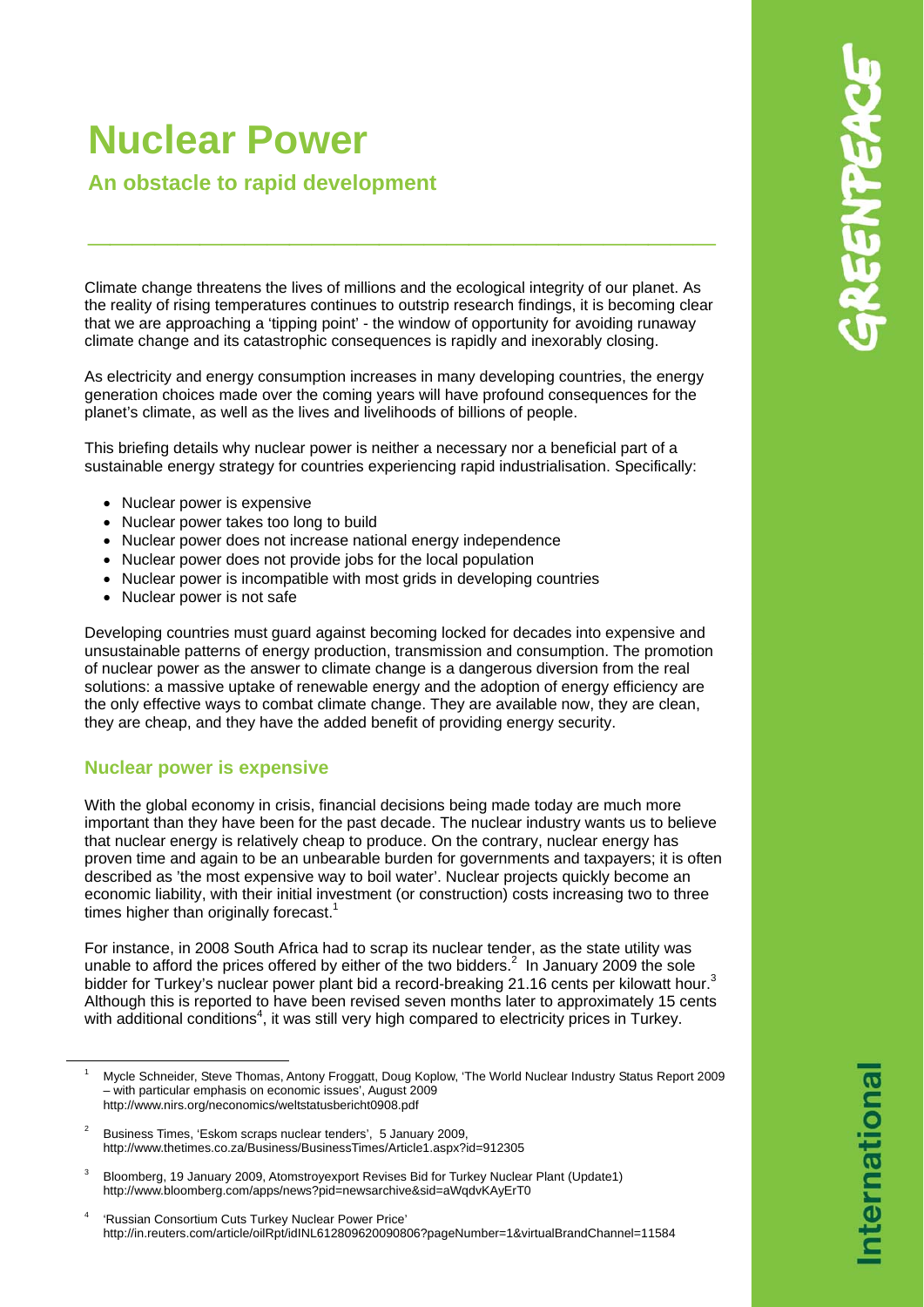# Nuclear Power

## An obstacle to rapid development

Climate change threatens the lives of millions and the ecological integrity of our planet. As the reality of rising temperatures continues to outstrip research findings, it is becoming clear that we are approaching a 'tipping point' - the window of opportunity for avoiding runaway climate change and its catastrophic consequences is rapidly and inexorably closing.

As electricity and energy consumption increases in many developing countries, the energy generation choices made over the coming years will have profound consequences for the planet's climate, as well as the lives and livelihoods of billions of people.

This briefing details why nuclear power is neither a necessary nor a beneficial part of a sustainable energy strategy for countries experiencing rapid industrialisation. Specifically:

- Nuclear power is expensive
- Nuclear power takes too long to build
- Nuclear power does not increase national energy independence
- Nuclear power does not provide jobs for the local population
- Nuclear power is incompatible with most grids in developing countries
- Nuclear power is not safe

Developing countries must guard against becoming locked for decades into expensive and unsustainable patterns of energy production, transmission and consumption. The promotion of nuclear power as the answer to climate change is a dangerous diversion from the real solutions: a massive uptake of renewable energy and the adoption of energy efficiency are the only effective ways to combat climate change. They are available now, they are clean, they are cheap, and they have the added benefit of providing energy security.

### Nuclear power is expensive

With the global economy in crisis, financial decisions being made today are much more important than they have been for the past decade. The nuclear industry wants us to believe that nuclear energy is relatively cheap to produce. On the contrary, nuclear energy has proven time and again to be an unbearable burden for governments and taxpayers; it is often described as 'the most expensive way to boil water'. Nuclear projects quickly become an economic liability, with their initial investment (or construction) costs increasing two to three times higher than originally forecast.[1]

For instance, in 2008 South Africa had to scrap its nuclear tender, as the state utility was unable to afford the prices offered by either of the two bidders.[2] In January 2009 the sole bidder for Turkey's nuclear power plant bid a record-breaking 21.16 cents per kilowatt hour.[3] Although this is reported to have been revised seven months later to approximately 15 cents with additional conditions[4], it was still very high compared to electricity prices in Turkey.

---

[1] Mycle Schneider, Steve Thomas, Antony Froggatt, Doug Koplow, 'The World Nuclear Industry Status Report 2009 – with particular emphasis on economic issues', August 2009 http://www.nirs.org/neconomics/weltstatusbericht0908.pdf

[2] Business Times, 'Eskom scraps nuclear tenders', 5 January 2009, http://www.thetimes.co.za/Business/BusinessTimes/Article1.aspx?id=912305

[3] Bloomberg, 19 January 2009, Atomstroyexport Revises Bid for Turkey Nuclear Plant (Update1) http://www.bloomberg.com/apps/news?pid=newsarchive&sid=aWqdvKAyErT0

[4] 'Russian Consortium Cuts Turkey Nuclear Power Price' http://in.reuters.com/article/oilRpt/idINL612809620090806?pageNumber=1&virtualBrandChannel=11584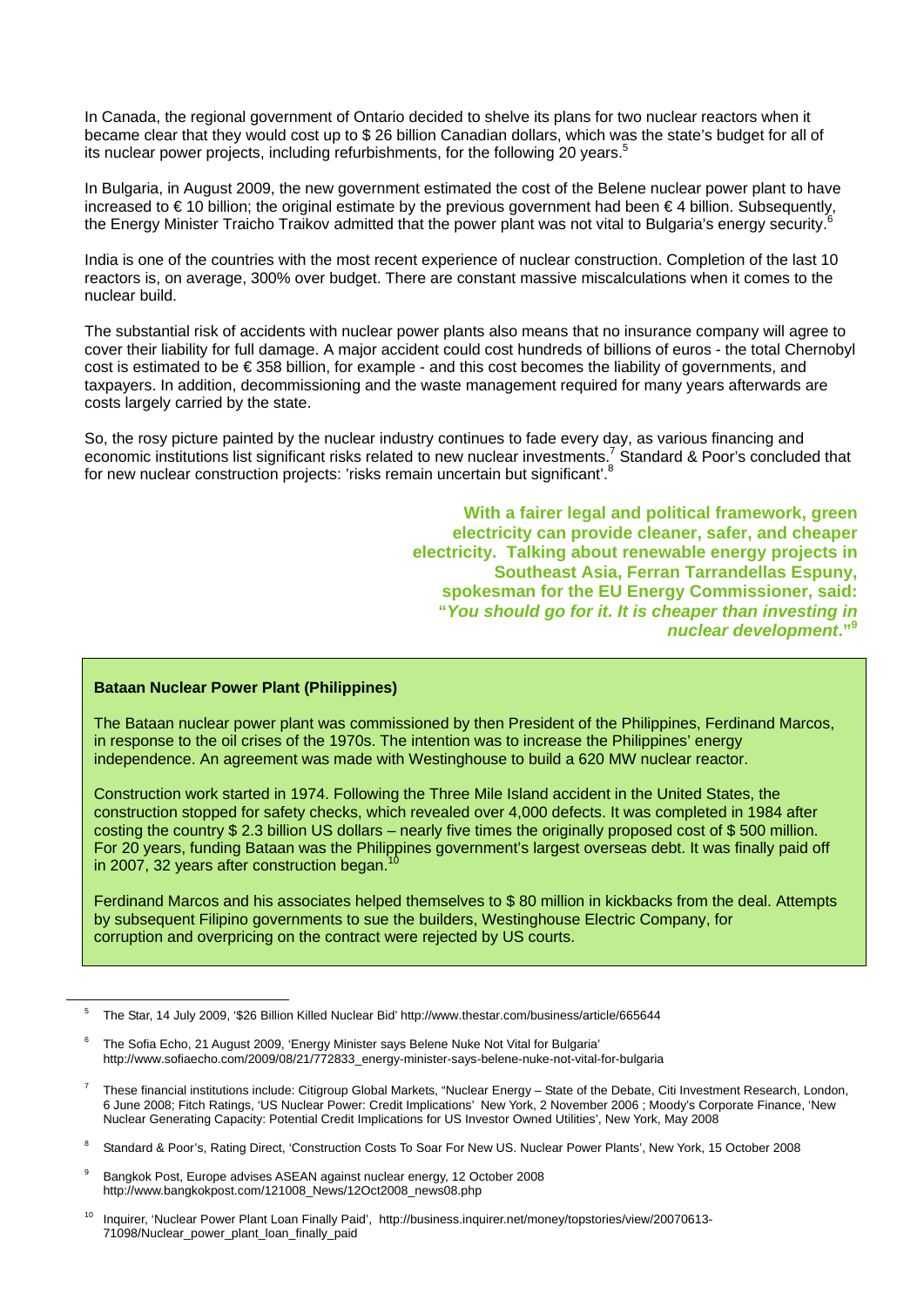In Canada, the regional government of Ontario decided to shelve its plans for two nuclear reactors when it became clear that they would cost up to $ 26 billion Canadian dollars, which was the state's budget for all of its nuclear power projects, including refurbishments, for the following 20 years.[5]

In Bulgaria, in August 2009, the new government estimated the cost of the Belene nuclear power plant to have increased to € 10 billion; the original estimate by the previous government had been € 4 billion. Subsequently, the Energy Minister Traicho Traikov admitted that the power plant was not vital to Bulgaria's energy security.[6]

India is one of the countries with the most recent experience of nuclear construction. Completion of the last 10 reactors is, on average, 300% over budget. There are constant massive miscalculations when it comes to the nuclear build.

The substantial risk of accidents with nuclear power plants also means that no insurance company will agree to cover their liability for full damage. A major accident could cost hundreds of billions of euros - the total Chernobyl cost is estimated to be € 358 billion, for example - and this cost becomes the liability of governments, and taxpayers. In addition, decommissioning and the waste management required for many years afterwards are costs largely carried by the state.

So, the rosy picture painted by the nuclear industry continues to fade every day, as various financing and economic institutions list significant risks related to new nuclear investments.[7] Standard & Poor's concluded that for new nuclear construction projects: 'risks remain uncertain but significant'.[8]

**With a fairer legal and political framework, green electricity can provide cleaner, safer, and cheaper electricity. Talking about renewable energy projects in Southeast Asia, Ferran Tarrandellas Espuny, spokesman for the EU Energy Commissioner, said: "*You should go for it. It is cheaper than investing in nuclear development*."[9]**

**Bataan Nuclear Power Plant (Philippines)**

The Bataan nuclear power plant was commissioned by then President of the Philippines, Ferdinand Marcos, in response to the oil crises of the 1970s. The intention was to increase the Philippines' energy independence. An agreement was made with Westinghouse to build a 620 MW nuclear reactor.

Construction work started in 1974. Following the Three Mile Island accident in the United States, the construction stopped for safety checks, which revealed over 4,000 defects. It was completed in 1984 after costing the country $ 2.3 billion US dollars – nearly five times the originally proposed cost of $ 500 million. For 20 years, funding Bataan was the Philippines government's largest overseas debt. It was finally paid off in 2007, 32 years after construction began.[10]

Ferdinand Marcos and his associates helped themselves to $ 80 million in kickbacks from the deal. Attempts by subsequent Filipino governments to sue the builders, Westinghouse Electric Company, for corruption and overpricing on the contract were rejected by US courts.

---

[5] The Star, 14 July 2009, '$26 Billion Killed Nuclear Bid' http://www.thestar.com/business/article/665644

[6] The Sofia Echo, 21 August 2009, 'Energy Minister says Belene Nuke Not Vital for Bulgaria' http://www.sofiaecho.com/2009/08/21/772833_energy-minister-says-belene-nuke-not-vital-for-bulgaria

[7] These financial institutions include: Citigroup Global Markets, "Nuclear Energy – State of the Debate, Citi Investment Research, London, 6 June 2008; Fitch Ratings, 'US Nuclear Power: Credit Implications' New York, 2 November 2006 ; Moody's Corporate Finance, 'New Nuclear Generating Capacity: Potential Credit Implications for US Investor Owned Utilities', New York, May 2008

[8] Standard & Poor's, Rating Direct, 'Construction Costs To Soar For New US. Nuclear Power Plants', New York, 15 October 2008

[9] Bangkok Post, Europe advises ASEAN against nuclear energy, 12 October 2008 http://www.bangkokpost.com/121008_News/12Oct2008_news08.php

[10] Inquirer, 'Nuclear Power Plant Loan Finally Paid', http://business.inquirer.net/money/topstories/view/20070613-71098/Nuclear_power_plant_loan_finally_paid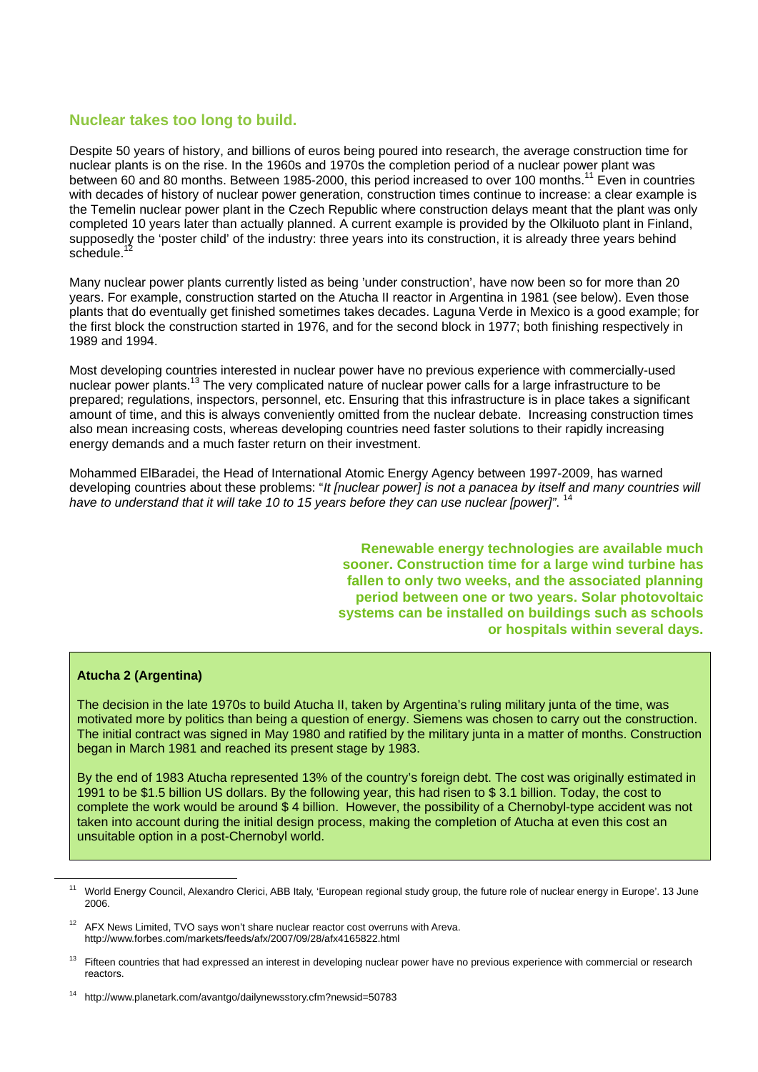## Nuclear takes too long to build.

Despite 50 years of history, and billions of euros being poured into research, the average construction time for nuclear plants is on the rise. In the 1960s and 1970s the completion period of a nuclear power plant was between 60 and 80 months. Between 1985-2000, this period increased to over 100 months.[11] Even in countries with decades of history of nuclear power generation, construction times continue to increase: a clear example is the Temelin nuclear power plant in the Czech Republic where construction delays meant that the plant was only completed 10 years later than actually planned. A current example is provided by the Olkiluoto plant in Finland, supposedly the 'poster child' of the industry: three years into its construction, it is already three years behind schedule.[12]

Many nuclear power plants currently listed as being 'under construction', have now been so for more than 20 years. For example, construction started on the Atucha II reactor in Argentina in 1981 (see below). Even those plants that do eventually get finished sometimes takes decades. Laguna Verde in Mexico is a good example; for the first block the construction started in 1976, and for the second block in 1977; both finishing respectively in 1989 and 1994.

Most developing countries interested in nuclear power have no previous experience with commercially-used nuclear power plants.[13] The very complicated nature of nuclear power calls for a large infrastructure to be prepared; regulations, inspectors, personnel, etc. Ensuring that this infrastructure is in place takes a significant amount of time, and this is always conveniently omitted from the nuclear debate. Increasing construction times also mean increasing costs, whereas developing countries need faster solutions to their rapidly increasing energy demands and a much faster return on their investment.

Mohammed ElBaradei, the Head of International Atomic Energy Agency between 1997-2009, has warned developing countries about these problems: "*It [nuclear power] is not a panacea by itself and many countries will have to understand that it will take 10 to 15 years before they can use nuclear [power]*".[14]

**Renewable energy technologies are available much sooner. Construction time for a large wind turbine has fallen to only two weeks, and the associated planning period between one or two years. Solar photovoltaic systems can be installed on buildings such as schools or hospitals within several days.**

**Atucha 2 (Argentina)**

The decision in the late 1970s to build Atucha II, taken by Argentina's ruling military junta of the time, was motivated more by politics than being a question of energy. Siemens was chosen to carry out the construction. The initial contract was signed in May 1980 and ratified by the military junta in a matter of months. Construction began in March 1981 and reached its present stage by 1983.

By the end of 1983 Atucha represented 13% of the country's foreign debt. The cost was originally estimated in 1991 to be $1.5 billion US dollars. By the following year, this had risen to $ 3.1 billion. Today, the cost to complete the work would be around $ 4 billion. However, the possibility of a Chernobyl-type accident was not taken into account during the initial design process, making the completion of Atucha at even this cost an unsuitable option in a post-Chernobyl world.

---

[11] World Energy Council, Alexandro Clerici, ABB Italy, 'European regional study group, the future role of nuclear energy in Europe'. 13 June 2006.

[12] AFX News Limited, TVO says won't share nuclear reactor cost overruns with Areva. http://www.forbes.com/markets/feeds/afx/2007/09/28/afx4165822.html

[13] Fifteen countries that had expressed an interest in developing nuclear power have no previous experience with commercial or research reactors.

[14] http://www.planetark.com/avantgo/dailynewsstory.cfm?newsid=50783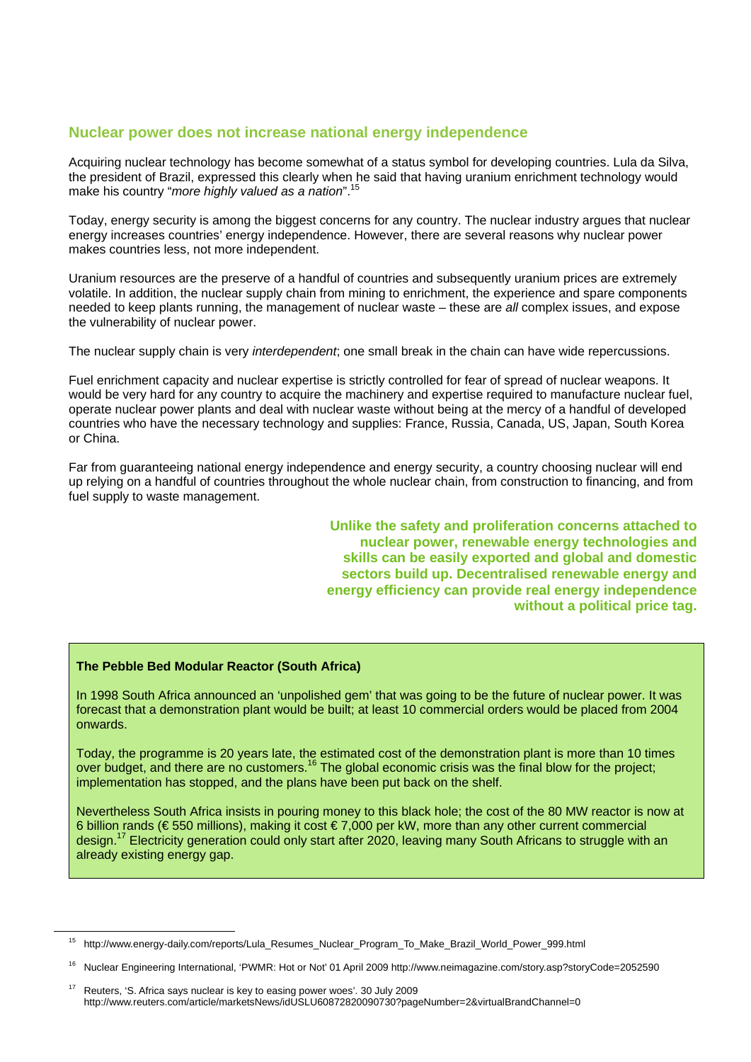## Nuclear power does not increase national energy independence

Acquiring nuclear technology has become somewhat of a status symbol for developing countries. Lula da Silva, the president of Brazil, expressed this clearly when he said that having uranium enrichment technology would make his country "*more highly valued as a nation*".[15]

Today, energy security is among the biggest concerns for any country. The nuclear industry argues that nuclear energy increases countries' energy independence. However, there are several reasons why nuclear power makes countries less, not more independent.

Uranium resources are the preserve of a handful of countries and subsequently uranium prices are extremely volatile. In addition, the nuclear supply chain from mining to enrichment, the experience and spare components needed to keep plants running, the management of nuclear waste – these are *all* complex issues, and expose the vulnerability of nuclear power.

The nuclear supply chain is very *interdependent*; one small break in the chain can have wide repercussions.

Fuel enrichment capacity and nuclear expertise is strictly controlled for fear of spread of nuclear weapons. It would be very hard for any country to acquire the machinery and expertise required to manufacture nuclear fuel, operate nuclear power plants and deal with nuclear waste without being at the mercy of a handful of developed countries who have the necessary technology and supplies: France, Russia, Canada, US, Japan, South Korea or China.

Far from guaranteeing national energy independence and energy security, a country choosing nuclear will end up relying on a handful of countries throughout the whole nuclear chain, from construction to financing, and from fuel supply to waste management.

**Unlike the safety and proliferation concerns attached to nuclear power, renewable energy technologies and skills can be easily exported and global and domestic sectors build up. Decentralised renewable energy and energy efficiency can provide real energy independence without a political price tag.**

**The Pebble Bed Modular Reactor (South Africa)**

In 1998 South Africa announced an 'unpolished gem' that was going to be the future of nuclear power. It was forecast that a demonstration plant would be built; at least 10 commercial orders would be placed from 2004 onwards.

Today, the programme is 20 years late, the estimated cost of the demonstration plant is more than 10 times over budget, and there are no customers.[16] The global economic crisis was the final blow for the project; implementation has stopped, and the plans have been put back on the shelf.

Nevertheless South Africa insists in pouring money to this black hole; the cost of the 80 MW reactor is now at 6 billion rands (€ 550 millions), making it cost € 7,000 per kW, more than any other current commercial design.[17] Electricity generation could only start after 2020, leaving many South Africans to struggle with an already existing energy gap.

---

[15] http://www.energy-daily.com/reports/Lula_Resumes_Nuclear_Program_To_Make_Brazil_World_Power_999.html

[16] Nuclear Engineering International, 'PWMR: Hot or Not' 01 April 2009 http://www.neimagazine.com/story.asp?storyCode=2052590

[17] Reuters, 'S. Africa says nuclear is key to easing power woes'. 30 July 2009 http://www.reuters.com/article/marketsNews/idUSLU60872820090730?pageNumber=2&virtualBrandChannel=0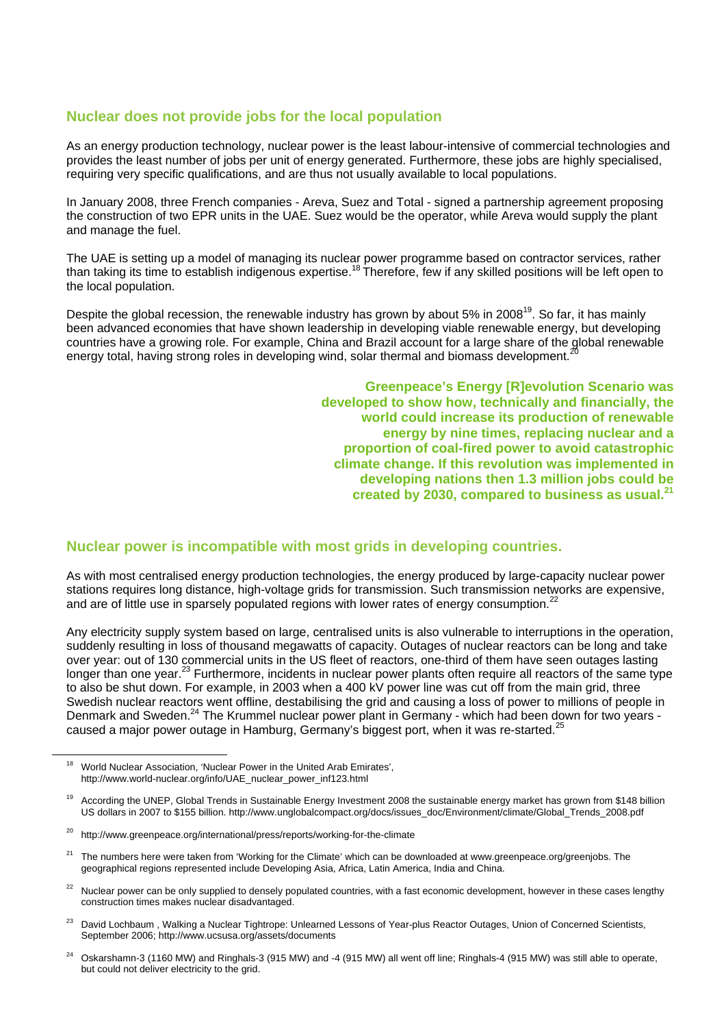## Nuclear does not provide jobs for the local population

As an energy production technology, nuclear power is the least labour-intensive of commercial technologies and provides the least number of jobs per unit of energy generated. Furthermore, these jobs are highly specialised, requiring very specific qualifications, and are thus not usually available to local populations.

In January 2008, three French companies - Areva, Suez and Total - signed a partnership agreement proposing the construction of two EPR units in the UAE. Suez would be the operator, while Areva would supply the plant and manage the fuel.

The UAE is setting up a model of managing its nuclear power programme based on contractor services, rather than taking its time to establish indigenous expertise.[18] Therefore, few if any skilled positions will be left open to the local population.

Despite the global recession, the renewable industry has grown by about 5% in 2008[19]. So far, it has mainly been advanced economies that have shown leadership in developing viable renewable energy, but developing countries have a growing role. For example, China and Brazil account for a large share of the global renewable energy total, having strong roles in developing wind, solar thermal and biomass development.[20]

**Greenpeace's Energy [R]evolution Scenario was developed to show how, technically and financially, the world could increase its production of renewable energy by nine times, replacing nuclear and a proportion of coal-fired power to avoid catastrophic climate change. If this revolution was implemented in developing nations then 1.3 million jobs could be created by 2030, compared to business as usual.[21]**

## Nuclear power is incompatible with most grids in developing countries.

As with most centralised energy production technologies, the energy produced by large-capacity nuclear power stations requires long distance, high-voltage grids for transmission. Such transmission networks are expensive, and are of little use in sparsely populated regions with lower rates of energy consumption.[22]

Any electricity supply system based on large, centralised units is also vulnerable to interruptions in the operation, suddenly resulting in loss of thousand megawatts of capacity. Outages of nuclear reactors can be long and take over year: out of 130 commercial units in the US fleet of reactors, one-third of them have seen outages lasting longer than one year.[23] Furthermore, incidents in nuclear power plants often require all reactors of the same type to also be shut down. For example, in 2003 when a 400 kV power line was cut off from the main grid, three Swedish nuclear reactors went offline, destabilising the grid and causing a loss of power to millions of people in Denmark and Sweden.[24] The Krummel nuclear power plant in Germany - which had been down for two years - caused a major power outage in Hamburg, Germany's biggest port, when it was re-started.[25]

---

[18] World Nuclear Association, 'Nuclear Power in the United Arab Emirates', http://www.world-nuclear.org/info/UAE_nuclear_power_inf123.html

[19] According the UNEP, Global Trends in Sustainable Energy Investment 2008 the sustainable energy market has grown from $148 billion US dollars in 2007 to $155 billion. http://www.unglobalcompact.org/docs/issues_doc/Environment/climate/Global_Trends_2008.pdf

[20] http://www.greenpeace.org/international/press/reports/working-for-the-climate

[21] The numbers here were taken from 'Working for the Climate' which can be downloaded at www.greenpeace.org/greenjobs. The geographical regions represented include Developing Asia, Africa, Latin America, India and China.

[22] Nuclear power can be only supplied to densely populated countries, with a fast economic development, however in these cases lengthy construction times makes nuclear disadvantaged.

[23] David Lochbaum , Walking a Nuclear Tightrope: Unlearned Lessons of Year-plus Reactor Outages, Union of Concerned Scientists, September 2006; http://www.ucsusa.org/assets/documents

[24] Oskarshamn-3 (1160 MW) and Ringhals-3 (915 MW) and -4 (915 MW) all went off line; Ringhals-4 (915 MW) was still able to operate, but could not deliver electricity to the grid.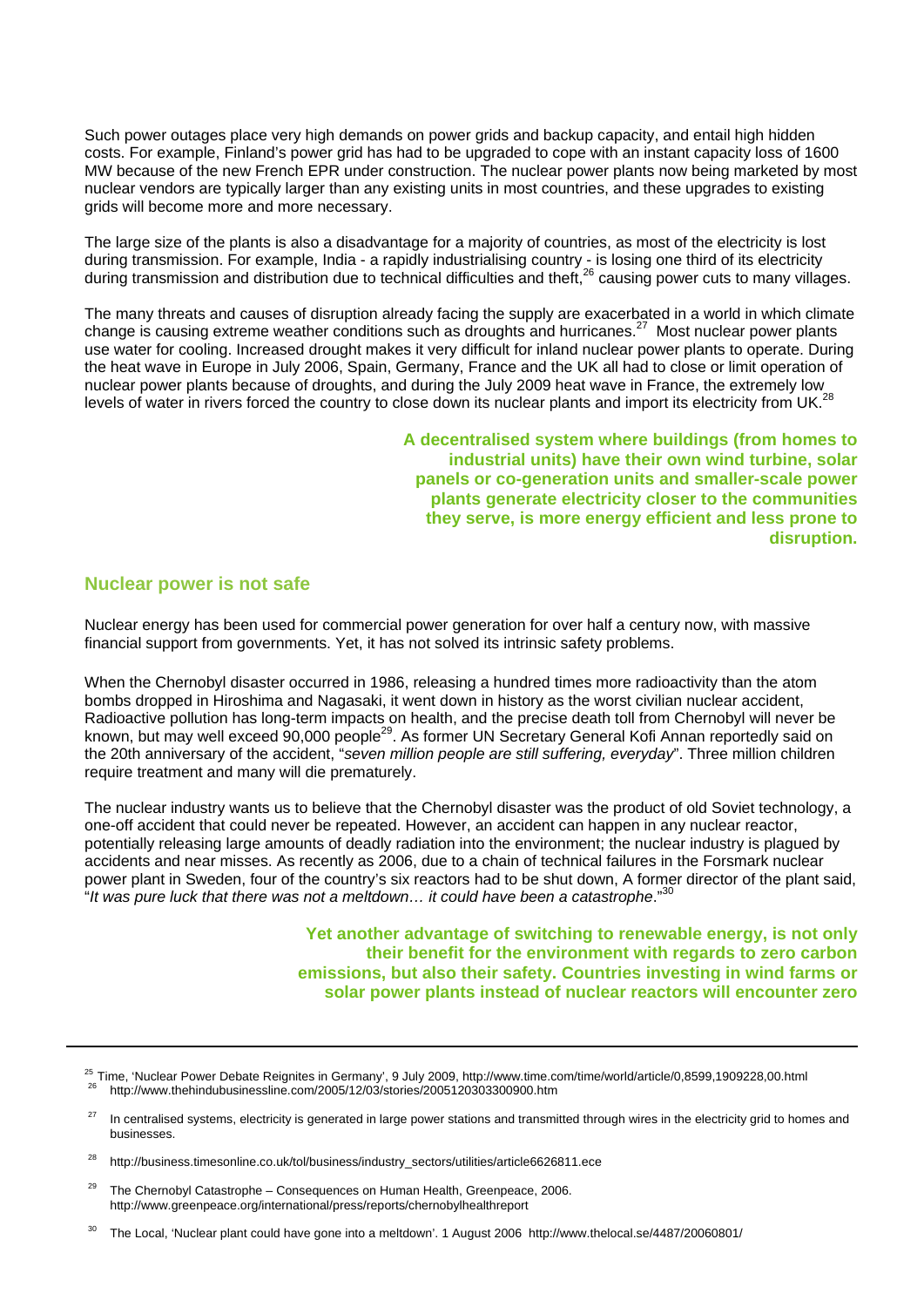Such power outages place very high demands on power grids and backup capacity, and entail high hidden costs. For example, Finland's power grid has had to be upgraded to cope with an instant capacity loss of 1600 MW because of the new French EPR under construction. The nuclear power plants now being marketed by most nuclear vendors are typically larger than any existing units in most countries, and these upgrades to existing grids will become more and more necessary.

The large size of the plants is also a disadvantage for a majority of countries, as most of the electricity is lost during transmission. For example, India - a rapidly industrialising country - is losing one third of its electricity during transmission and distribution due to technical difficulties and theft,[26] causing power cuts to many villages.

The many threats and causes of disruption already facing the supply are exacerbated in a world in which climate change is causing extreme weather conditions such as droughts and hurricanes.[27] Most nuclear power plants use water for cooling. Increased drought makes it very difficult for inland nuclear power plants to operate. During the heat wave in Europe in July 2006, Spain, Germany, France and the UK all had to close or limit operation of nuclear power plants because of droughts, and during the July 2009 heat wave in France, the extremely low levels of water in rivers forced the country to close down its nuclear plants and import its electricity from UK.[28]

**A decentralised system where buildings (from homes to industrial units) have their own wind turbine, solar panels or co-generation units and smaller-scale power plants generate electricity closer to the communities they serve, is more energy efficient and less prone to disruption.**

## Nuclear power is not safe

Nuclear energy has been used for commercial power generation for over half a century now, with massive financial support from governments. Yet, it has not solved its intrinsic safety problems.

When the Chernobyl disaster occurred in 1986, releasing a hundred times more radioactivity than the atom bombs dropped in Hiroshima and Nagasaki, it went down in history as the worst civilian nuclear accident, Radioactive pollution has long-term impacts on health, and the precise death toll from Chernobyl will never be known, but may well exceed 90,000 people[29]. As former UN Secretary General Kofi Annan reportedly said on the 20th anniversary of the accident, "*seven million people are still suffering, everyday*". Three million children require treatment and many will die prematurely.

The nuclear industry wants us to believe that the Chernobyl disaster was the product of old Soviet technology, a one-off accident that could never be repeated. However, an accident can happen in any nuclear reactor, potentially releasing large amounts of deadly radiation into the environment; the nuclear industry is plagued by accidents and near misses. As recently as 2006, due to a chain of technical failures in the Forsmark nuclear power plant in Sweden, four of the country's six reactors had to be shut down, A former director of the plant said, "*It was pure luck that there was not a meltdown… it could have been a catastrophe*."[30]

**Yet another advantage of switching to renewable energy, is not only their benefit for the environment with regards to zero carbon emissions, but also their safety. Countries investing in wind farms or solar power plants instead of nuclear reactors will encounter zero**

---

[25] Time, 'Nuclear Power Debate Reignites in Germany', 9 July 2009, http://www.time.com/time/world/article/0,8599,1909228,00.html

[26] http://www.thehindubusinessline.com/2005/12/03/stories/2005120303300900.htm

[27] In centralised systems, electricity is generated in large power stations and transmitted through wires in the electricity grid to homes and businesses.

[28] http://business.timesonline.co.uk/tol/business/industry_sectors/utilities/article6626811.ece

[29] The Chernobyl Catastrophe – Consequences on Human Health, Greenpeace, 2006. http://www.greenpeace.org/international/press/reports/chernobylhealthreport

[30] The Local, 'Nuclear plant could have gone into a meltdown'. 1 August 2006 http://www.thelocal.se/4487/20060801/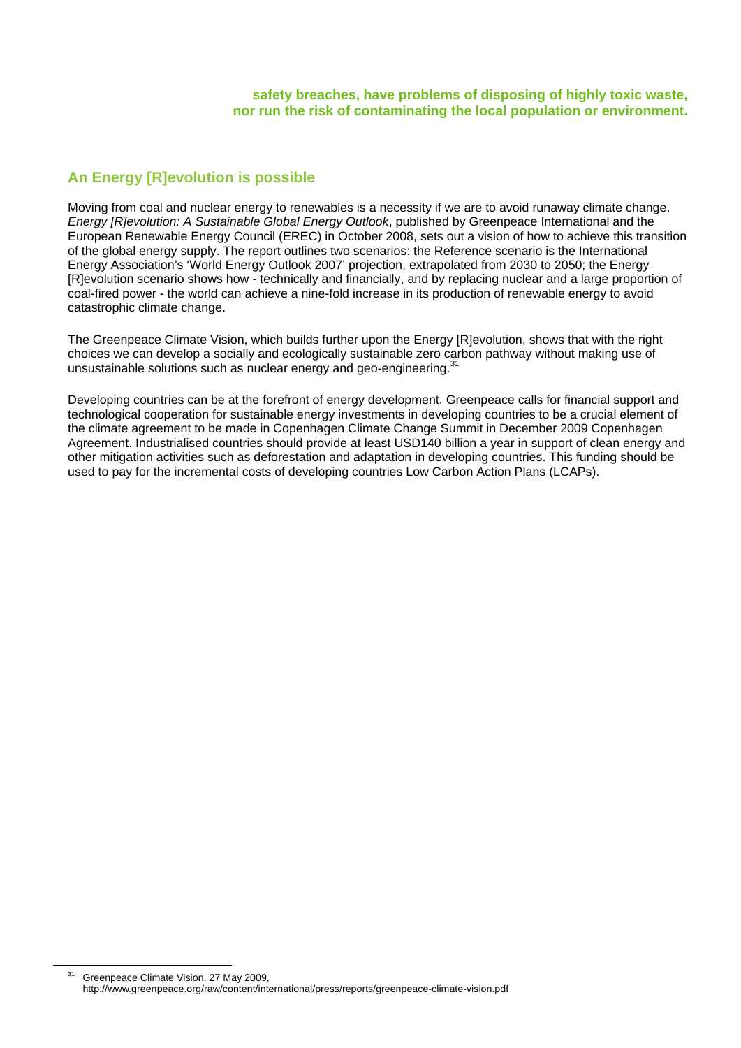**safety breaches, have problems of disposing of highly toxic waste, nor run the risk of contaminating the local population or environment.**

## An Energy [R]evolution is possible

Moving from coal and nuclear energy to renewables is a necessity if we are to avoid runaway climate change. *Energy [R]evolution: A Sustainable Global Energy Outlook*, published by Greenpeace International and the European Renewable Energy Council (EREC) in October 2008, sets out a vision of how to achieve this transition of the global energy supply. The report outlines two scenarios: the Reference scenario is the International Energy Association's 'World Energy Outlook 2007' projection, extrapolated from 2030 to 2050; the Energy [R]evolution scenario shows how - technically and financially, and by replacing nuclear and a large proportion of coal-fired power - the world can achieve a nine-fold increase in its production of renewable energy to avoid catastrophic climate change.

The Greenpeace Climate Vision, which builds further upon the Energy [R]evolution, shows that with the right choices we can develop a socially and ecologically sustainable zero carbon pathway without making use of unsustainable solutions such as nuclear energy and geo-engineering.[31]

Developing countries can be at the forefront of energy development. Greenpeace calls for financial support and technological cooperation for sustainable energy investments in developing countries to be a crucial element of the climate agreement to be made in Copenhagen Climate Change Summit in December 2009 Copenhagen Agreement. Industrialised countries should provide at least USD140 billion a year in support of clean energy and other mitigation activities such as deforestation and adaptation in developing countries. This funding should be used to pay for the incremental costs of developing countries Low Carbon Action Plans (LCAPs).

---

[31] Greenpeace Climate Vision, 27 May 2009, http://www.greenpeace.org/raw/content/international/press/reports/greenpeace-climate-vision.pdf